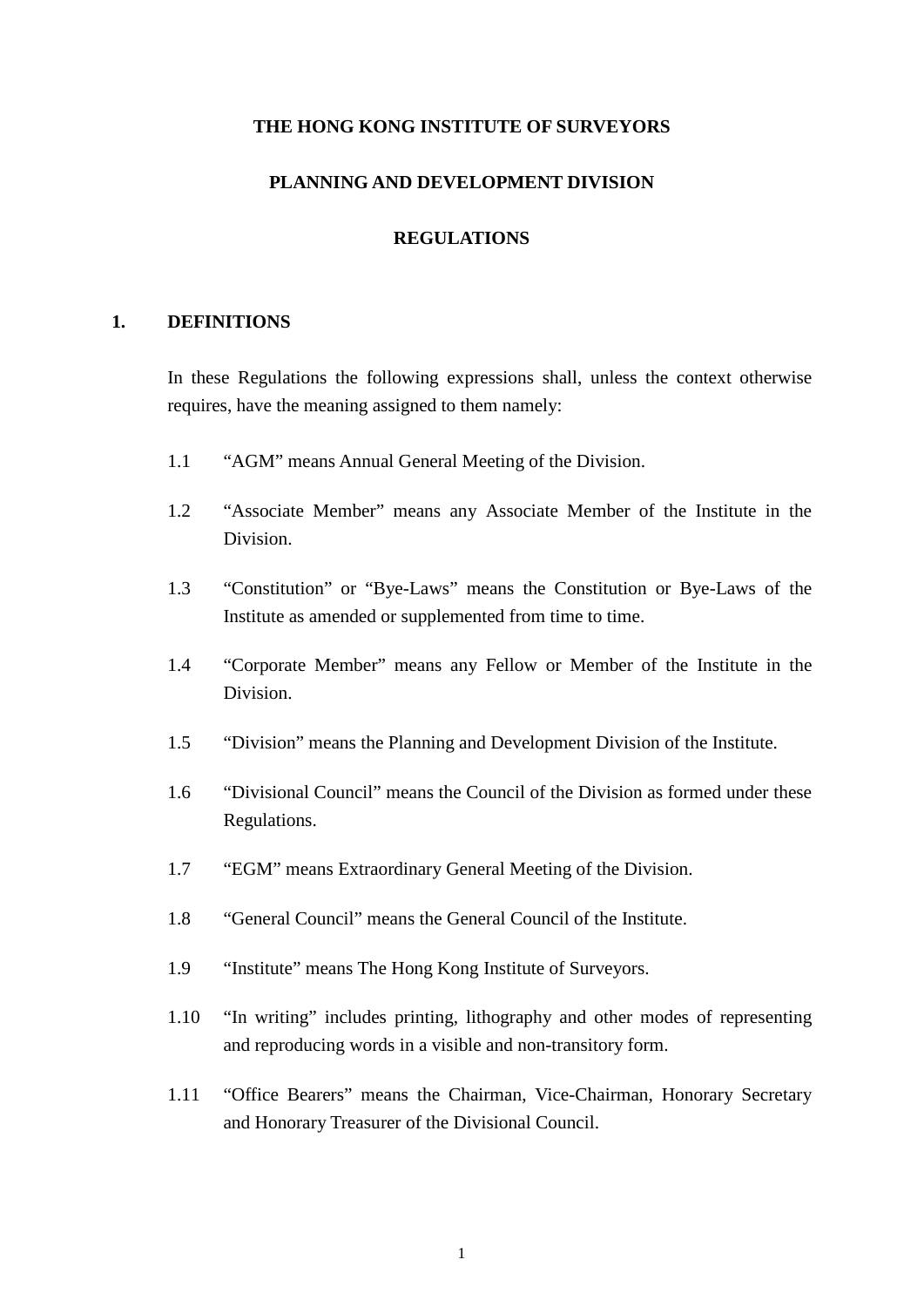# THE HONG KONG INSTITUTE OF SURVEYORS

## PLANNING AND DEVELOPMENT DIVISION

## REGULATIONS

### 1. DEFINITIONS

In these Regulations the following expressions shall, unless the context otherwise requires, have the meaning assigned to them namely:

1.1 "AGM" means Annual General Meeting of the Division.

1.2 "Associate Member" means any Associate Member of the Institute in the Division.

1.3 "Constitution" or "Bye-Laws" means the Constitution or Bye-Laws of the Institute as amended or supplemented from time to time.

1.4 "Corporate Member" means any Fellow or Member of the Institute in the Division.

1.5 "Division" means the Planning and Development Division of the Institute.

1.6 "Divisional Council" means the Council of the Division as formed under these Regulations.

1.7 "EGM" means Extraordinary General Meeting of the Division.

1.8 "General Council" means the General Council of the Institute.

1.9 "Institute" means The Hong Kong Institute of Surveyors.

1.10 "In writing" includes printing, lithography and other modes of representing and reproducing words in a visible and non-transitory form.

1.11 "Office Bearers" means the Chairman, Vice-Chairman, Honorary Secretary and Honorary Treasurer of the Divisional Council.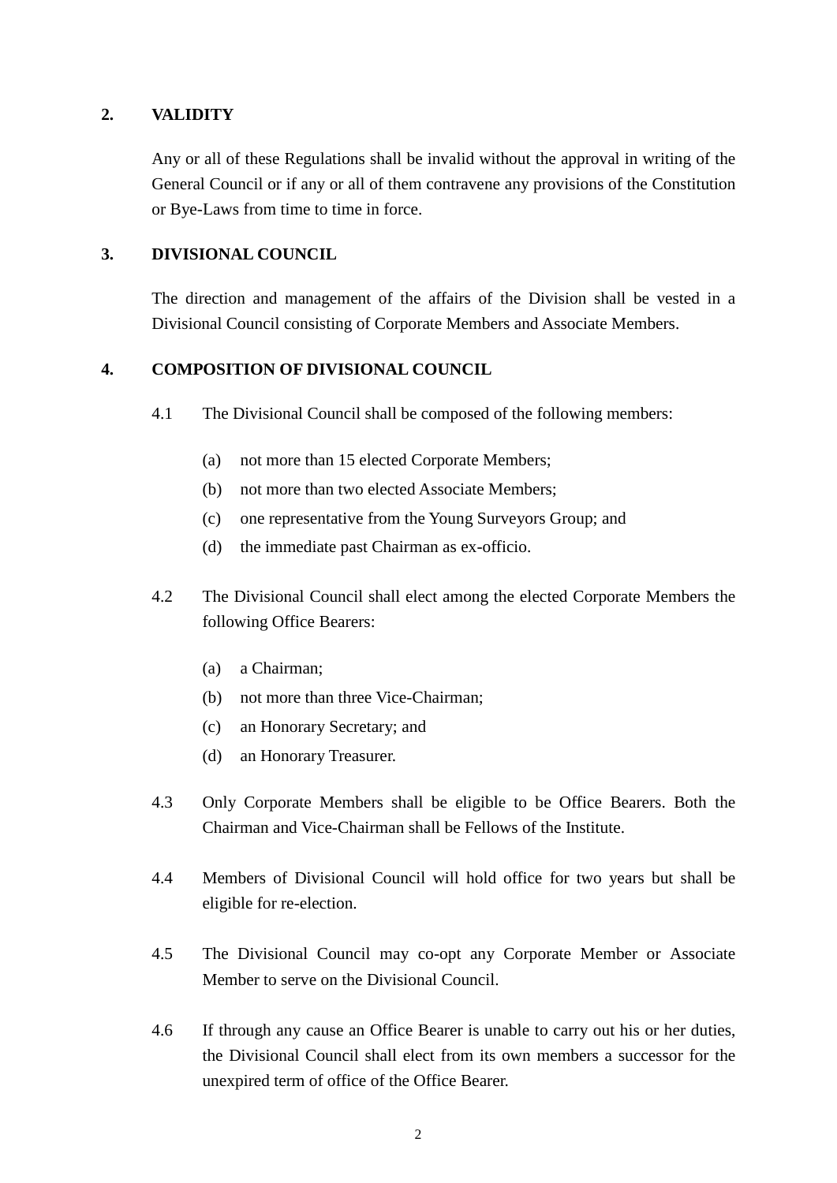## 2. VALIDITY

Any or all of these Regulations shall be invalid without the approval in writing of the General Council or if any or all of them contravene any provisions of the Constitution or Bye-Laws from time to time in force.

## 3. DIVISIONAL COUNCIL

The direction and management of the affairs of the Division shall be vested in a Divisional Council consisting of Corporate Members and Associate Members.

## 4. COMPOSITION OF DIVISIONAL COUNCIL

4.1 The Divisional Council shall be composed of the following members:

- (a) not more than 15 elected Corporate Members;
- (b) not more than two elected Associate Members;
- (c) one representative from the Young Surveyors Group; and
- (d) the immediate past Chairman as ex-officio.

4.2 The Divisional Council shall elect among the elected Corporate Members the following Office Bearers:

- (a) a Chairman;
- (b) not more than three Vice-Chairman;
- (c) an Honorary Secretary; and
- (d) an Honorary Treasurer.

4.3 Only Corporate Members shall be eligible to be Office Bearers. Both the Chairman and Vice-Chairman shall be Fellows of the Institute.

4.4 Members of Divisional Council will hold office for two years but shall be eligible for re-election.

4.5 The Divisional Council may co-opt any Corporate Member or Associate Member to serve on the Divisional Council.

4.6 If through any cause an Office Bearer is unable to carry out his or her duties, the Divisional Council shall elect from its own members a successor for the unexpired term of office of the Office Bearer.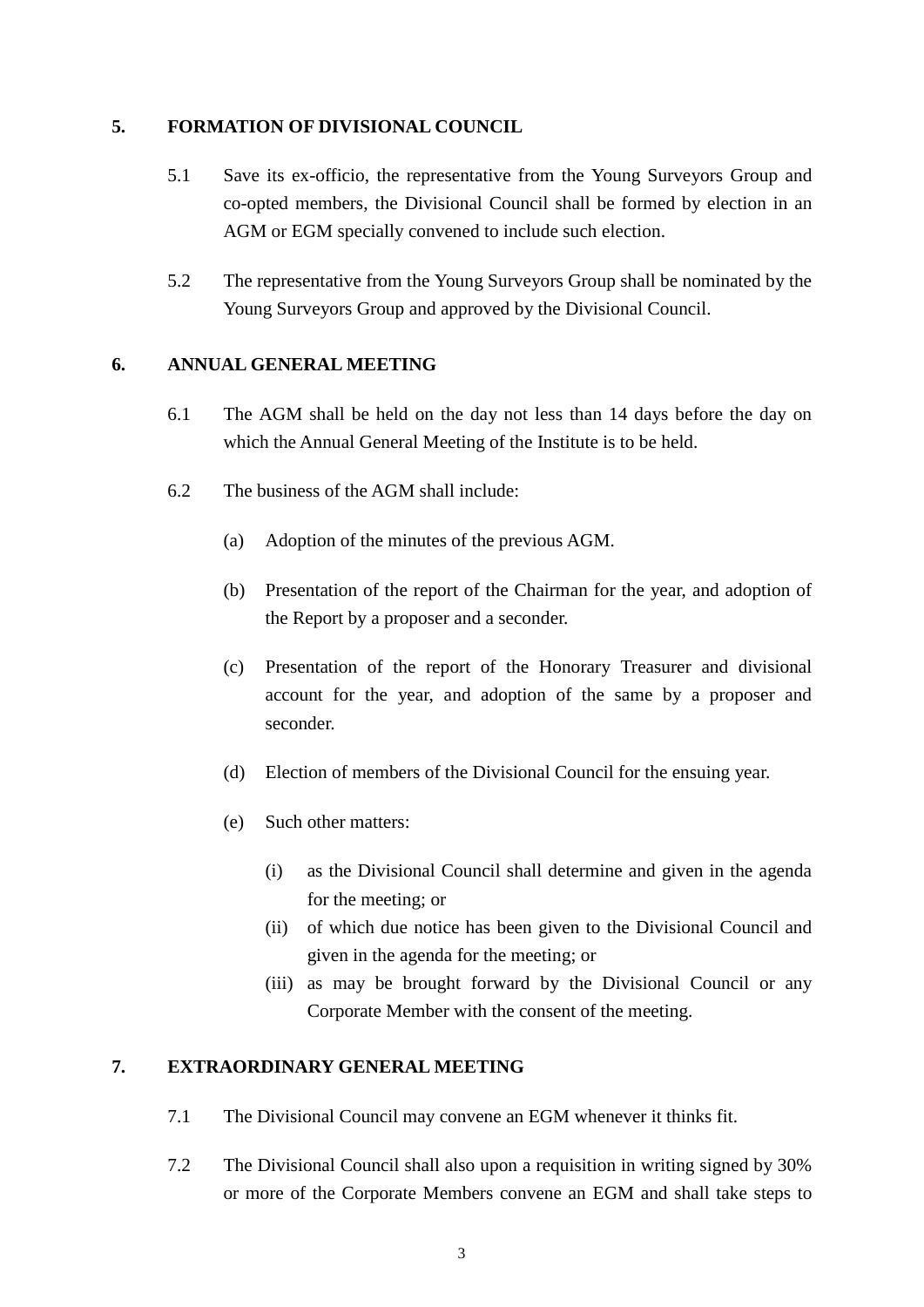**5. FORMATION OF DIVISIONAL COUNCIL**

5.1 Save its ex-officio, the representative from the Young Surveyors Group and co-opted members, the Divisional Council shall be formed by election in an AGM or EGM specially convened to include such election.

5.2 The representative from the Young Surveyors Group shall be nominated by the Young Surveyors Group and approved by the Divisional Council.

**6. ANNUAL GENERAL MEETING**

6.1 The AGM shall be held on the day not less than 14 days before the day on which the Annual General Meeting of the Institute is to be held.

6.2 The business of the AGM shall include:

(a) Adoption of the minutes of the previous AGM.

(b) Presentation of the report of the Chairman for the year, and adoption of the Report by a proposer and a seconder.

(c) Presentation of the report of the Honorary Treasurer and divisional account for the year, and adoption of the same by a proposer and seconder.

(d) Election of members of the Divisional Council for the ensuing year.

(e) Such other matters:

(i) as the Divisional Council shall determine and given in the agenda for the meeting; or

(ii) of which due notice has been given to the Divisional Council and given in the agenda for the meeting; or

(iii) as may be brought forward by the Divisional Council or any Corporate Member with the consent of the meeting.

**7. EXTRAORDINARY GENERAL MEETING**

7.1 The Divisional Council may convene an EGM whenever it thinks fit.

7.2 The Divisional Council shall also upon a requisition in writing signed by 30% or more of the Corporate Members convene an EGM and shall take steps to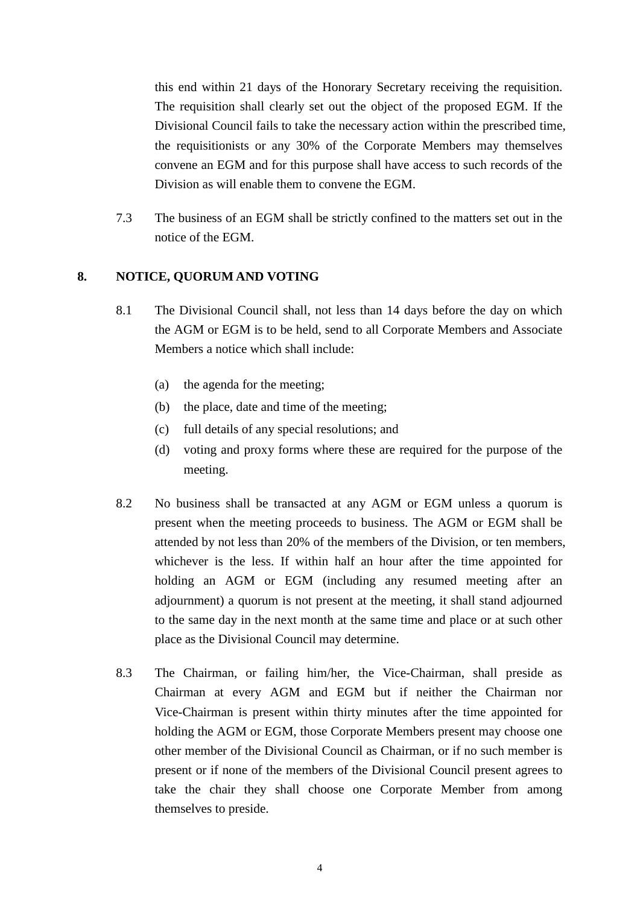this end within 21 days of the Honorary Secretary receiving the requisition. The requisition shall clearly set out the object of the proposed EGM. If the Divisional Council fails to take the necessary action within the prescribed time, the requisitionists or any 30% of the Corporate Members may themselves convene an EGM and for this purpose shall have access to such records of the Division as will enable them to convene the EGM.

7.3 The business of an EGM shall be strictly confined to the matters set out in the notice of the EGM.

## 8. NOTICE, QUORUM AND VOTING

8.1 The Divisional Council shall, not less than 14 days before the day on which the AGM or EGM is to be held, send to all Corporate Members and Associate Members a notice which shall include:

(a) the agenda for the meeting;

(b) the place, date and time of the meeting;

(c) full details of any special resolutions; and

(d) voting and proxy forms where these are required for the purpose of the meeting.

8.2 No business shall be transacted at any AGM or EGM unless a quorum is present when the meeting proceeds to business. The AGM or EGM shall be attended by not less than 20% of the members of the Division, or ten members, whichever is the less. If within half an hour after the time appointed for holding an AGM or EGM (including any resumed meeting after an adjournment) a quorum is not present at the meeting, it shall stand adjourned to the same day in the next month at the same time and place or at such other place as the Divisional Council may determine.

8.3 The Chairman, or failing him/her, the Vice-Chairman, shall preside as Chairman at every AGM and EGM but if neither the Chairman nor Vice-Chairman is present within thirty minutes after the time appointed for holding the AGM or EGM, those Corporate Members present may choose one other member of the Divisional Council as Chairman, or if no such member is present or if none of the members of the Divisional Council present agrees to take the chair they shall choose one Corporate Member from among themselves to preside.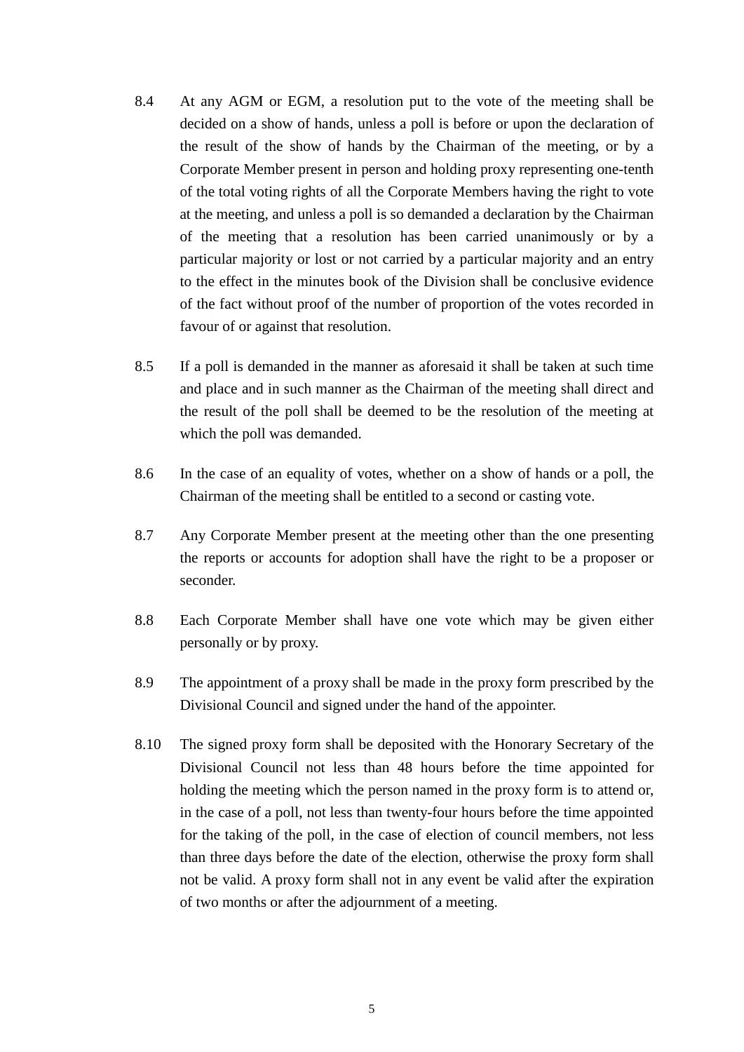8.4 At any AGM or EGM, a resolution put to the vote of the meeting shall be decided on a show of hands, unless a poll is before or upon the declaration of the result of the show of hands by the Chairman of the meeting, or by a Corporate Member present in person and holding proxy representing one-tenth of the total voting rights of all the Corporate Members having the right to vote at the meeting, and unless a poll is so demanded a declaration by the Chairman of the meeting that a resolution has been carried unanimously or by a particular majority or lost or not carried by a particular majority and an entry to the effect in the minutes book of the Division shall be conclusive evidence of the fact without proof of the number of proportion of the votes recorded in favour of or against that resolution.

8.5 If a poll is demanded in the manner as aforesaid it shall be taken at such time and place and in such manner as the Chairman of the meeting shall direct and the result of the poll shall be deemed to be the resolution of the meeting at which the poll was demanded.

8.6 In the case of an equality of votes, whether on a show of hands or a poll, the Chairman of the meeting shall be entitled to a second or casting vote.

8.7 Any Corporate Member present at the meeting other than the one presenting the reports or accounts for adoption shall have the right to be a proposer or seconder.

8.8 Each Corporate Member shall have one vote which may be given either personally or by proxy.

8.9 The appointment of a proxy shall be made in the proxy form prescribed by the Divisional Council and signed under the hand of the appointer.

8.10 The signed proxy form shall be deposited with the Honorary Secretary of the Divisional Council not less than 48 hours before the time appointed for holding the meeting which the person named in the proxy form is to attend or, in the case of a poll, not less than twenty-four hours before the time appointed for the taking of the poll, in the case of election of council members, not less than three days before the date of the election, otherwise the proxy form shall not be valid. A proxy form shall not in any event be valid after the expiration of two months or after the adjournment of a meeting.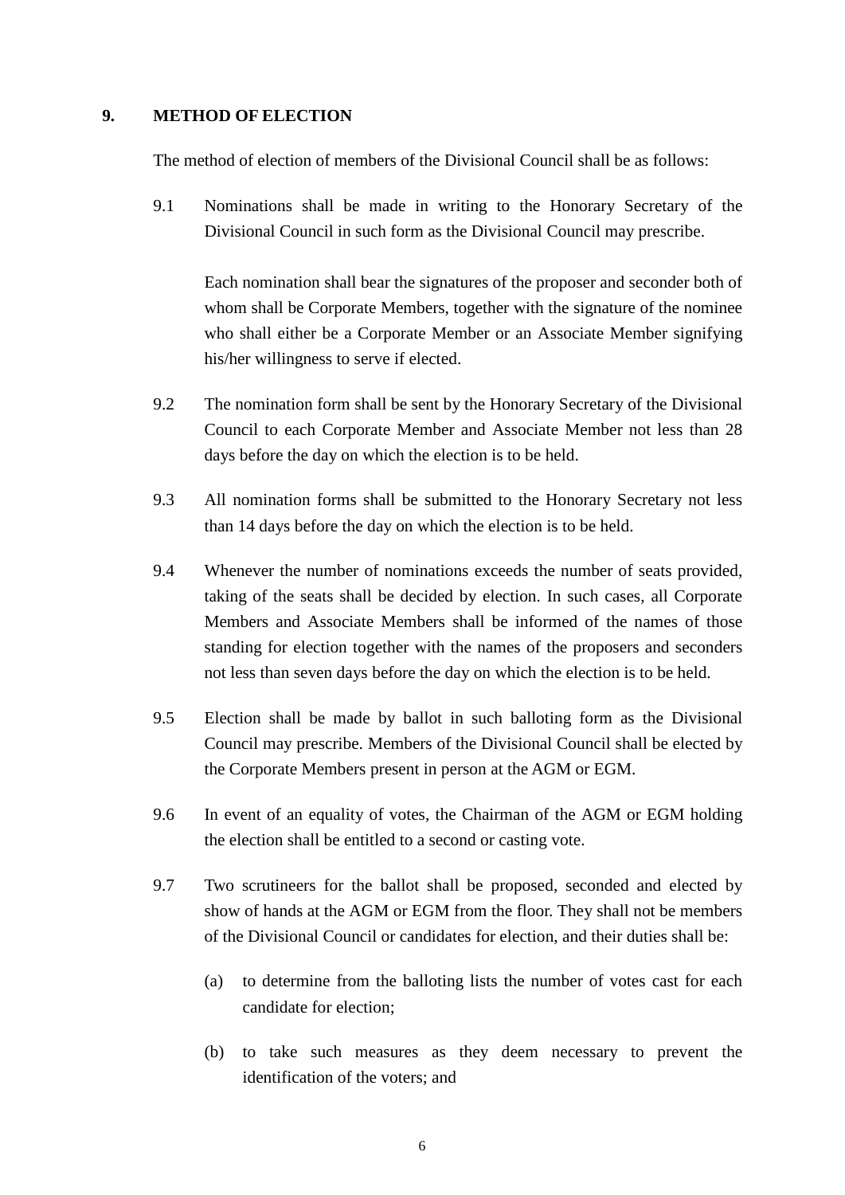## 9. METHOD OF ELECTION

The method of election of members of the Divisional Council shall be as follows:

9.1 Nominations shall be made in writing to the Honorary Secretary of the Divisional Council in such form as the Divisional Council may prescribe.

Each nomination shall bear the signatures of the proposer and seconder both of whom shall be Corporate Members, together with the signature of the nominee who shall either be a Corporate Member or an Associate Member signifying his/her willingness to serve if elected.

9.2 The nomination form shall be sent by the Honorary Secretary of the Divisional Council to each Corporate Member and Associate Member not less than 28 days before the day on which the election is to be held.

9.3 All nomination forms shall be submitted to the Honorary Secretary not less than 14 days before the day on which the election is to be held.

9.4 Whenever the number of nominations exceeds the number of seats provided, taking of the seats shall be decided by election. In such cases, all Corporate Members and Associate Members shall be informed of the names of those standing for election together with the names of the proposers and seconders not less than seven days before the day on which the election is to be held.

9.5 Election shall be made by ballot in such balloting form as the Divisional Council may prescribe. Members of the Divisional Council shall be elected by the Corporate Members present in person at the AGM or EGM.

9.6 In event of an equality of votes, the Chairman of the AGM or EGM holding the election shall be entitled to a second or casting vote.

9.7 Two scrutineers for the ballot shall be proposed, seconded and elected by show of hands at the AGM or EGM from the floor. They shall not be members of the Divisional Council or candidates for election, and their duties shall be:

(a) to determine from the balloting lists the number of votes cast for each candidate for election;

(b) to take such measures as they deem necessary to prevent the identification of the voters; and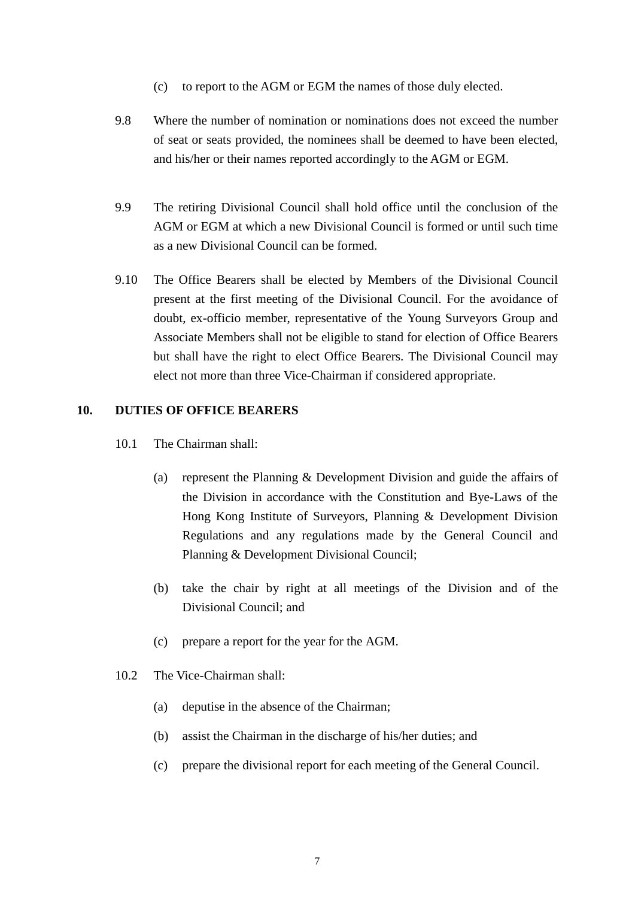(c) to report to the AGM or EGM the names of those duly elected.

9.8 Where the number of nomination or nominations does not exceed the number of seat or seats provided, the nominees shall be deemed to have been elected, and his/her or their names reported accordingly to the AGM or EGM.

9.9 The retiring Divisional Council shall hold office until the conclusion of the AGM or EGM at which a new Divisional Council is formed or until such time as a new Divisional Council can be formed.

9.10 The Office Bearers shall be elected by Members of the Divisional Council present at the first meeting of the Divisional Council. For the avoidance of doubt, ex-officio member, representative of the Young Surveyors Group and Associate Members shall not be eligible to stand for election of Office Bearers but shall have the right to elect Office Bearers. The Divisional Council may elect not more than three Vice-Chairman if considered appropriate.

## 10. DUTIES OF OFFICE BEARERS

10.1 The Chairman shall:

(a) represent the Planning & Development Division and guide the affairs of the Division in accordance with the Constitution and Bye-Laws of the Hong Kong Institute of Surveyors, Planning & Development Division Regulations and any regulations made by the General Council and Planning & Development Divisional Council;

(b) take the chair by right at all meetings of the Division and of the Divisional Council; and

(c) prepare a report for the year for the AGM.

10.2 The Vice-Chairman shall:

(a) deputise in the absence of the Chairman;

(b) assist the Chairman in the discharge of his/her duties; and

(c) prepare the divisional report for each meeting of the General Council.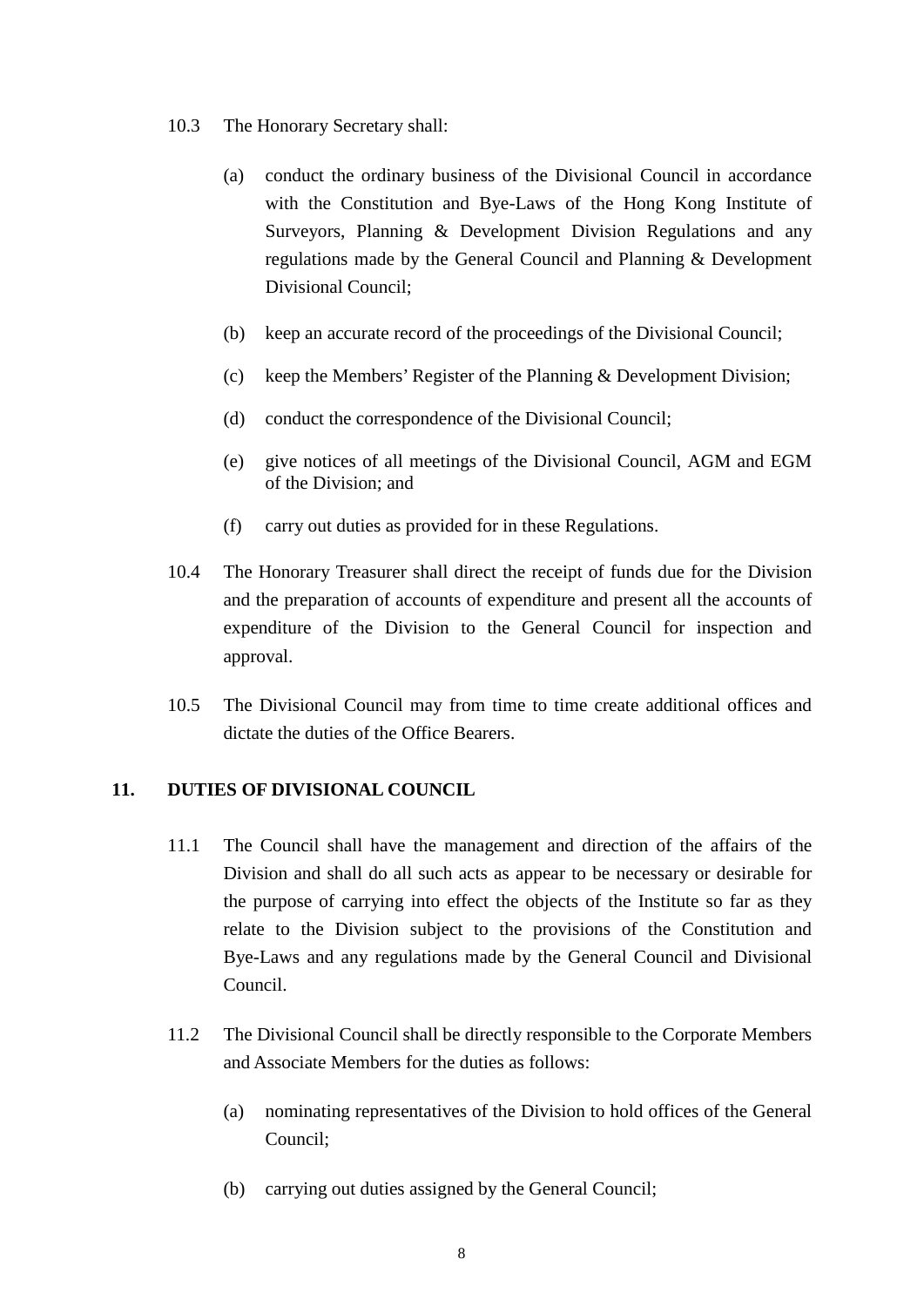10.3 The Honorary Secretary shall:

(a) conduct the ordinary business of the Divisional Council in accordance with the Constitution and Bye-Laws of the Hong Kong Institute of Surveyors, Planning & Development Division Regulations and any regulations made by the General Council and Planning & Development Divisional Council;

(b) keep an accurate record of the proceedings of the Divisional Council;

(c) keep the Members' Register of the Planning & Development Division;

(d) conduct the correspondence of the Divisional Council;

(e) give notices of all meetings of the Divisional Council, AGM and EGM of the Division; and

(f) carry out duties as provided for in these Regulations.

10.4 The Honorary Treasurer shall direct the receipt of funds due for the Division and the preparation of accounts of expenditure and present all the accounts of expenditure of the Division to the General Council for inspection and approval.

10.5 The Divisional Council may from time to time create additional offices and dictate the duties of the Office Bearers.

## 11. DUTIES OF DIVISIONAL COUNCIL

11.1 The Council shall have the management and direction of the affairs of the Division and shall do all such acts as appear to be necessary or desirable for the purpose of carrying into effect the objects of the Institute so far as they relate to the Division subject to the provisions of the Constitution and Bye-Laws and any regulations made by the General Council and Divisional Council.

11.2 The Divisional Council shall be directly responsible to the Corporate Members and Associate Members for the duties as follows:

(a) nominating representatives of the Division to hold offices of the General Council;

(b) carrying out duties assigned by the General Council;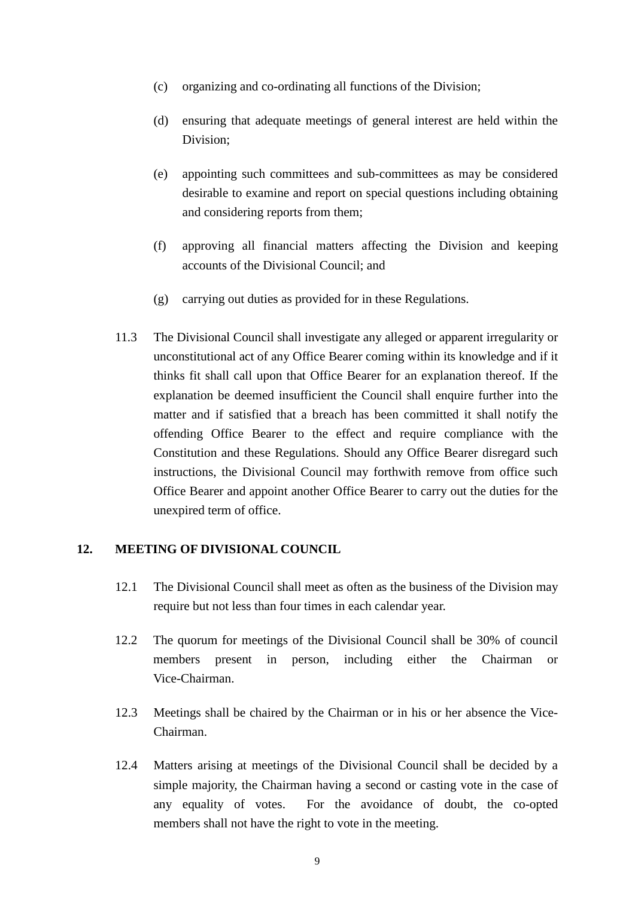(c) organizing and co-ordinating all functions of the Division;

(d) ensuring that adequate meetings of general interest are held within the Division;

(e) appointing such committees and sub-committees as may be considered desirable to examine and report on special questions including obtaining and considering reports from them;

(f) approving all financial matters affecting the Division and keeping accounts of the Divisional Council; and

(g) carrying out duties as provided for in these Regulations.

11.3 The Divisional Council shall investigate any alleged or apparent irregularity or unconstitutional act of any Office Bearer coming within its knowledge and if it thinks fit shall call upon that Office Bearer for an explanation thereof. If the explanation be deemed insufficient the Council shall enquire further into the matter and if satisfied that a breach has been committed it shall notify the offending Office Bearer to the effect and require compliance with the Constitution and these Regulations. Should any Office Bearer disregard such instructions, the Divisional Council may forthwith remove from office such Office Bearer and appoint another Office Bearer to carry out the duties for the unexpired term of office.

## 12. MEETING OF DIVISIONAL COUNCIL

12.1 The Divisional Council shall meet as often as the business of the Division may require but not less than four times in each calendar year.

12.2 The quorum for meetings of the Divisional Council shall be 30% of council members present in person, including either the Chairman or Vice-Chairman.

12.3 Meetings shall be chaired by the Chairman or in his or her absence the Vice-Chairman.

12.4 Matters arising at meetings of the Divisional Council shall be decided by a simple majority, the Chairman having a second or casting vote in the case of any equality of votes. For the avoidance of doubt, the co-opted members shall not have the right to vote in the meeting.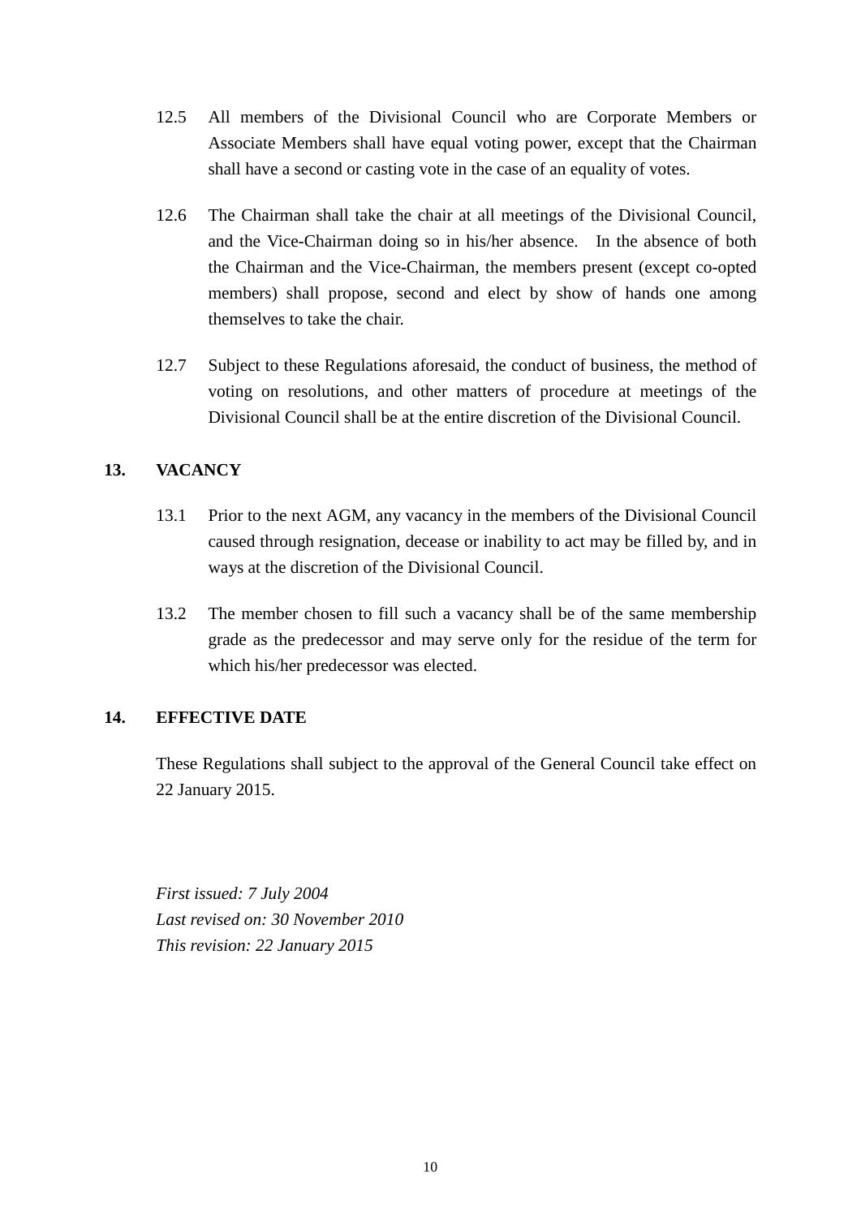12.5 All members of the Divisional Council who are Corporate Members or Associate Members shall have equal voting power, except that the Chairman shall have a second or casting vote in the case of an equality of votes.

12.6 The Chairman shall take the chair at all meetings of the Divisional Council, and the Vice-Chairman doing so in his/her absence. In the absence of both the Chairman and the Vice-Chairman, the members present (except co-opted members) shall propose, second and elect by show of hands one among themselves to take the chair.

12.7 Subject to these Regulations aforesaid, the conduct of business, the method of voting on resolutions, and other matters of procedure at meetings of the Divisional Council shall be at the entire discretion of the Divisional Council.

## 13. VACANCY

13.1 Prior to the next AGM, any vacancy in the members of the Divisional Council caused through resignation, decease or inability to act may be filled by, and in ways at the discretion of the Divisional Council.

13.2 The member chosen to fill such a vacancy shall be of the same membership grade as the predecessor and may serve only for the residue of the term for which his/her predecessor was elected.

## 14. EFFECTIVE DATE

These Regulations shall subject to the approval of the General Council take effect on 22 January 2015.

*First issued: 7 July 2004*
*Last revised on: 30 November 2010*
*This revision: 22 January 2015*